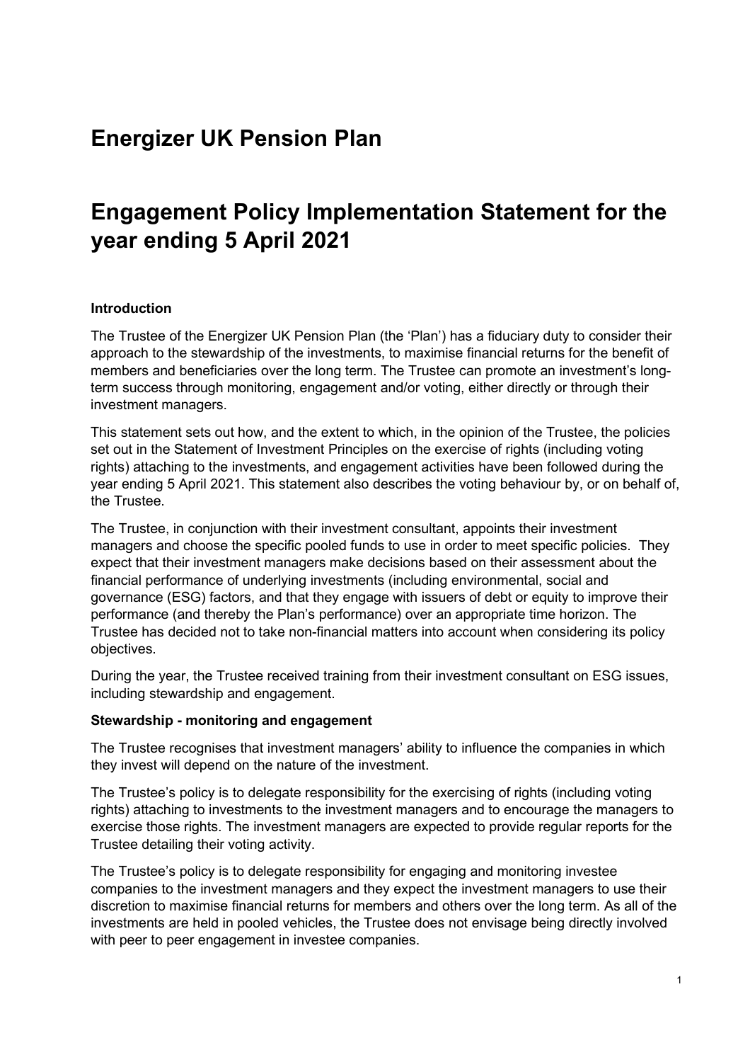# Energizer UK Pension Plan

# Engagement Policy Implementation Statement for the year ending 5 April 2021

**Introduction**

The Trustee of the Energizer UK Pension Plan (the 'Plan') has a fiduciary duty to consider their approach to the stewardship of the investments, to maximise financial returns for the benefit of members and beneficiaries over the long term. The Trustee can promote an investment's long-term success through monitoring, engagement and/or voting, either directly or through their investment managers.

This statement sets out how, and the extent to which, in the opinion of the Trustee, the policies set out in the Statement of Investment Principles on the exercise of rights (including voting rights) attaching to the investments, and engagement activities have been followed during the year ending 5 April 2021. This statement also describes the voting behaviour by, or on behalf of, the Trustee.

The Trustee, in conjunction with their investment consultant, appoints their investment managers and choose the specific pooled funds to use in order to meet specific policies. They expect that their investment managers make decisions based on their assessment about the financial performance of underlying investments (including environmental, social and governance (ESG) factors, and that they engage with issuers of debt or equity to improve their performance (and thereby the Plan's performance) over an appropriate time horizon. The Trustee has decided not to take non-financial matters into account when considering its policy objectives.

During the year, the Trustee received training from their investment consultant on ESG issues, including stewardship and engagement.

**Stewardship - monitoring and engagement**

The Trustee recognises that investment managers' ability to influence the companies in which they invest will depend on the nature of the investment.

The Trustee's policy is to delegate responsibility for the exercising of rights (including voting rights) attaching to investments to the investment managers and to encourage the managers to exercise those rights. The investment managers are expected to provide regular reports for the Trustee detailing their voting activity.

The Trustee's policy is to delegate responsibility for engaging and monitoring investee companies to the investment managers and they expect the investment managers to use their discretion to maximise financial returns for members and others over the long term. As all of the investments are held in pooled vehicles, the Trustee does not envisage being directly involved with peer to peer engagement in investee companies.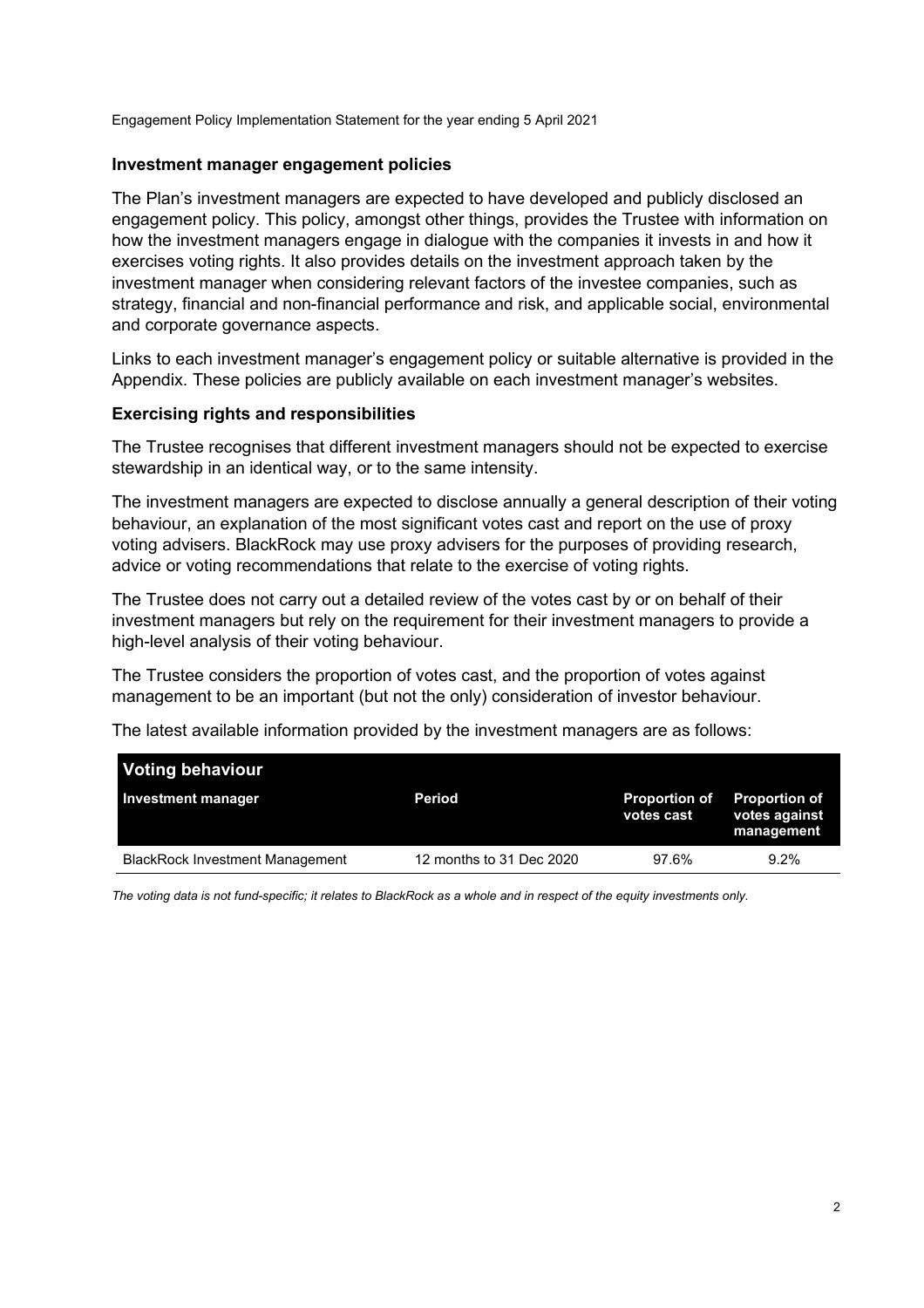Engagement Policy Implementation Statement for the year ending 5 April 2021

### Investment manager engagement policies

The Plan's investment managers are expected to have developed and publicly disclosed an engagement policy. This policy, amongst other things, provides the Trustee with information on how the investment managers engage in dialogue with the companies it invests in and how it exercises voting rights. It also provides details on the investment approach taken by the investment manager when considering relevant factors of the investee companies, such as strategy, financial and non-financial performance and risk, and applicable social, environmental and corporate governance aspects.

Links to each investment manager's engagement policy or suitable alternative is provided in the Appendix. These policies are publicly available on each investment manager's websites.

### Exercising rights and responsibilities

The Trustee recognises that different investment managers should not be expected to exercise stewardship in an identical way, or to the same intensity.

The investment managers are expected to disclose annually a general description of their voting behaviour, an explanation of the most significant votes cast and report on the use of proxy voting advisers. BlackRock may use proxy advisers for the purposes of providing research, advice or voting recommendations that relate to the exercise of voting rights.

The Trustee does not carry out a detailed review of the votes cast by or on behalf of their investment managers but rely on the requirement for their investment managers to provide a high-level analysis of their voting behaviour.

The Trustee considers the proportion of votes cast, and the proportion of votes against management to be an important (but not the only) consideration of investor behaviour.

The latest available information provided by the investment managers are as follows:

| **Voting behaviour** | | | |
|---|---|---|---|
| **Investment manager** | **Period** | **Proportion of votes cast** | **Proportion of votes against management** |
| BlackRock Investment Management | 12 months to 31 Dec 2020 | 97.6% | 9.2% |

*The voting data is not fund-specific; it relates to BlackRock as a whole and in respect of the equity investments only.*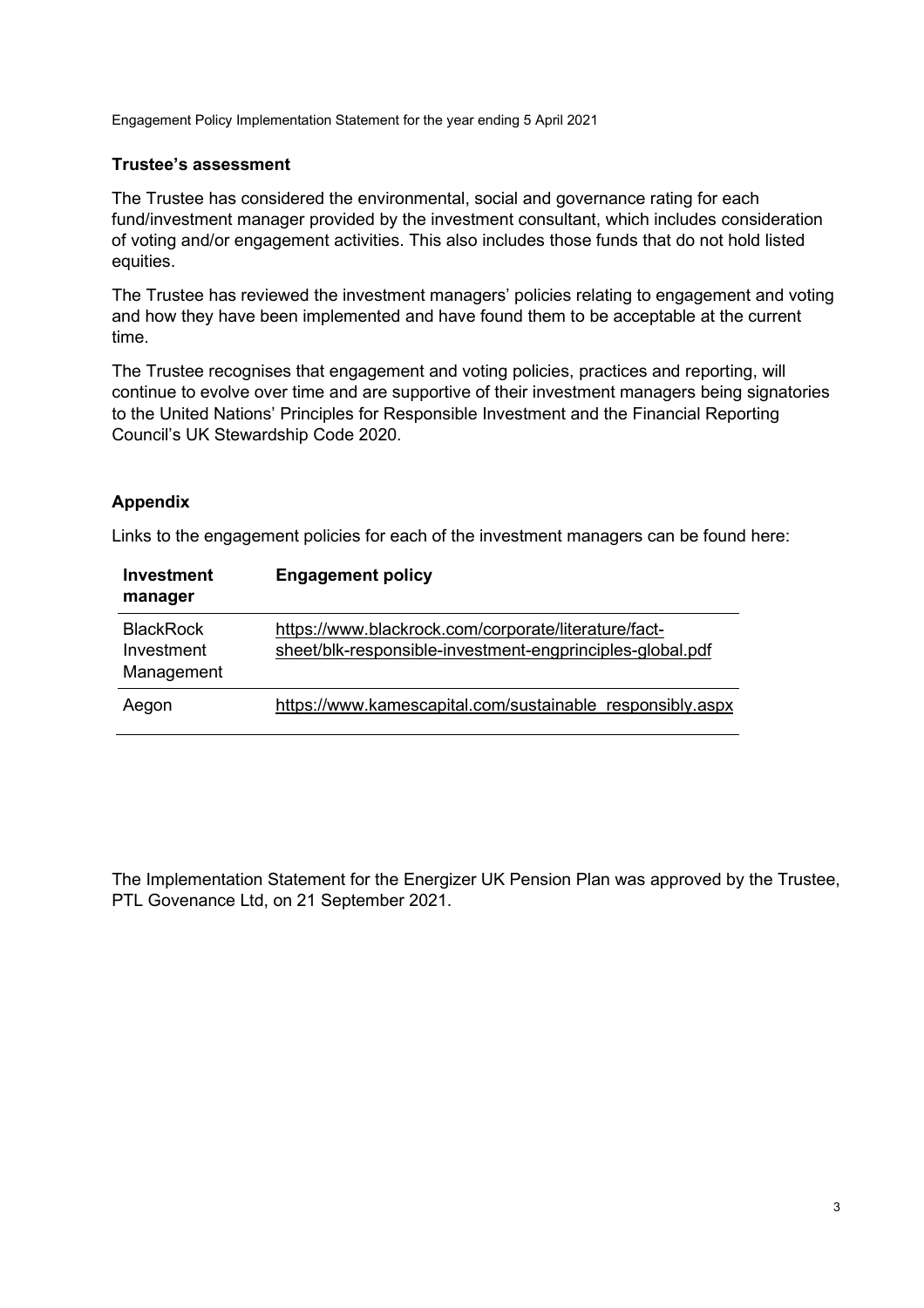### Trustee's assessment

The Trustee has considered the environmental, social and governance rating for each fund/investment manager provided by the investment consultant, which includes consideration of voting and/or engagement activities. This also includes those funds that do not hold listed equities.

The Trustee has reviewed the investment managers' policies relating to engagement and voting and how they have been implemented and have found them to be acceptable at the current time.

The Trustee recognises that engagement and voting policies, practices and reporting, will continue to evolve over time and are supportive of their investment managers being signatories to the United Nations' Principles for Responsible Investment and the Financial Reporting Council's UK Stewardship Code 2020.

### Appendix

Links to the engagement policies for each of the investment managers can be found here:

| Investment manager | Engagement policy |
|---|---|
| BlackRock Investment Management | https://www.blackrock.com/corporate/literature/fact-sheet/blk-responsible-investment-engprinciples-global.pdf |
| Aegon | https://www.kamescapital.com/sustainable_responsibly.aspx |

The Implementation Statement for the Energizer UK Pension Plan was approved by the Trustee, PTL Govenance Ltd, on 21 September 2021.